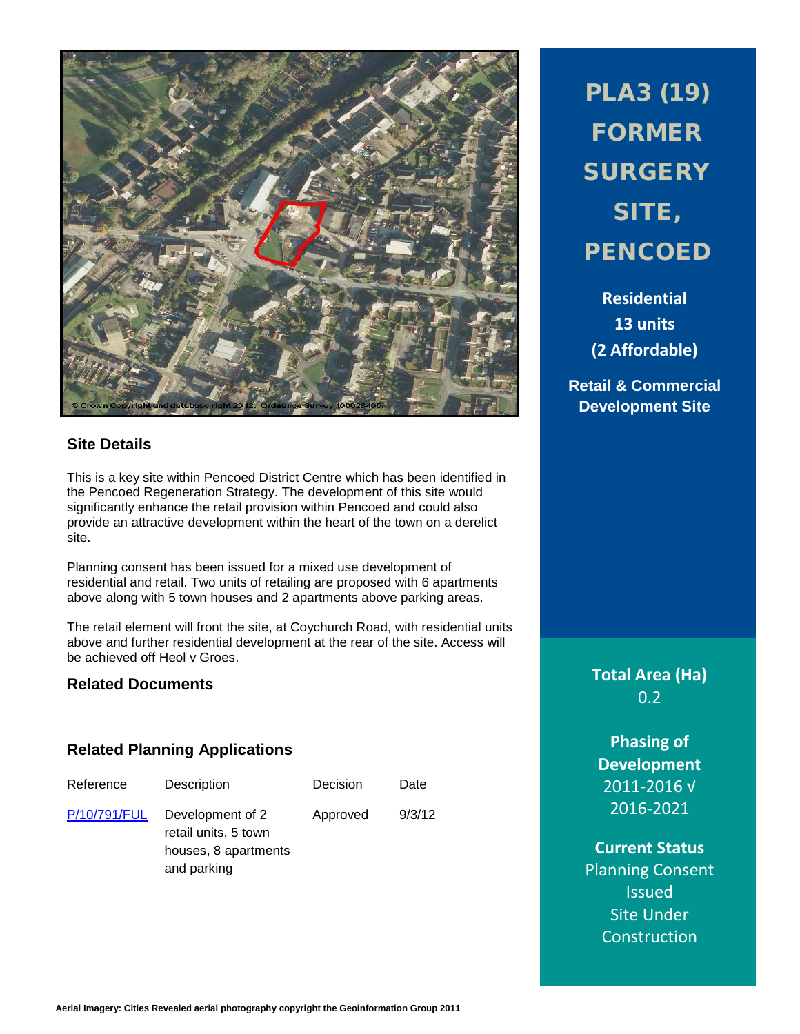# PLA3 (19) FORMER SURGERY SITE, PENCOED

**Residential**
**13 units**
**(2 Affordable)**

**Retail & Commercial Development Site**

© Crown Copyright and database right 2012. Ordnance Survey 100023405.

## Site Details

This is a key site within Pencoed District Centre which has been identified in the Pencoed Regeneration Strategy. The development of this site would significantly enhance the retail provision within Pencoed and could also provide an attractive development within the heart of the town on a derelict site.

Planning consent has been issued for a mixed use development of residential and retail. Two units of retailing are proposed with 6 apartments above along with 5 town houses and 2 apartments above parking areas.

The retail element will front the site, at Coychurch Road, with residential units above and further residential development at the rear of the site. Access will be achieved off Heol y Groes.

## Related Documents

## Related Planning Applications

| Reference | Description | Decision | Date |
|---|---|---|---|
| P/10/791/FUL | Development of 2 retail units, 5 town houses, 8 apartments and parking | Approved | 9/3/12 |

**Total Area (Ha)**
0.2

**Phasing of Development**
2011-2016 √
2016-2021

**Current Status**
Planning Consent Issued
Site Under Construction

**Aerial Imagery: Cities Revealed aerial photography copyright the Geoinformation Group 2011**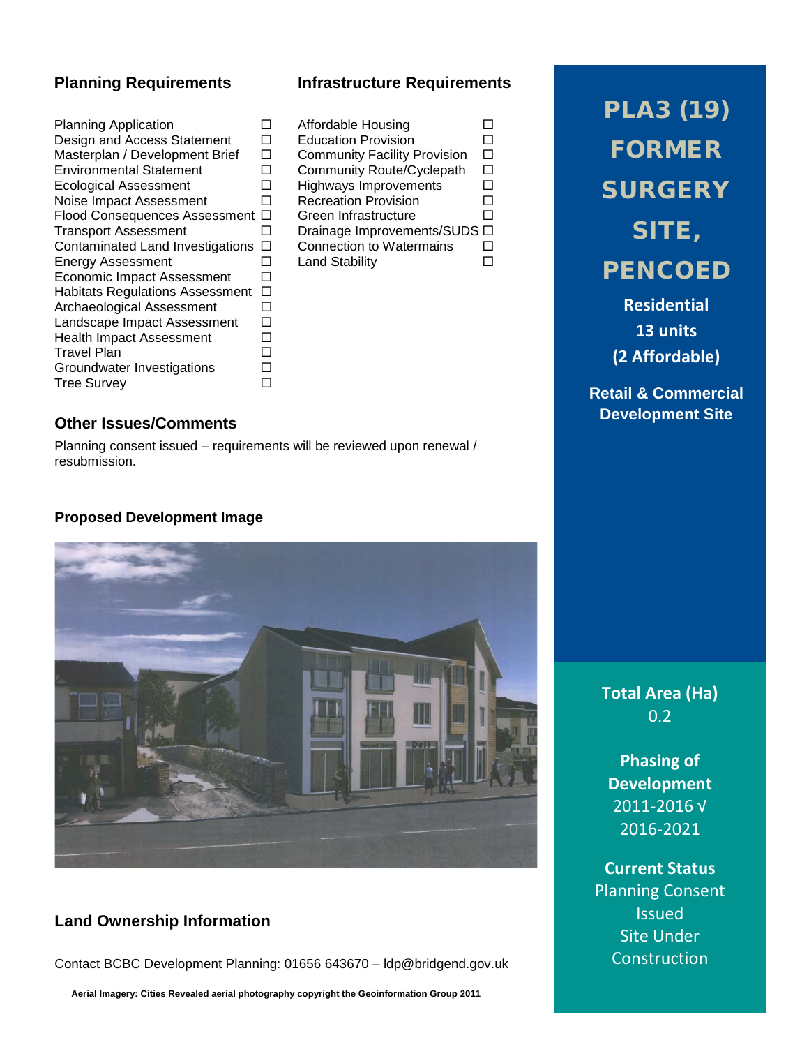# PLA3 (19) FORMER SURGERY SITE, PENCOED

**Residential**
**13 units**
**(2 Affordable)**

**Retail & Commercial Development Site**

**Total Area (Ha)**
0.2

**Phasing of Development**
2011-2016 √
2016-2021

**Current Status**
Planning Consent Issued
Site Under Construction

## Planning Requirements

- Planning Application ☐
- Design and Access Statement ☐
- Masterplan / Development Brief ☐
- Environmental Statement ☐
- Ecological Assessment ☐
- Noise Impact Assessment ☐
- Flood Consequences Assessment ☐
- Transport Assessment ☐
- Contaminated Land Investigations ☐
- Energy Assessment ☐
- Economic Impact Assessment ☐
- Habitats Regulations Assessment ☐
- Archaeological Assessment ☐
- Landscape Impact Assessment ☐
- Health Impact Assessment ☐
- Travel Plan ☐
- Groundwater Investigations ☐
- Tree Survey ☐

## Infrastructure Requirements

- Affordable Housing ☐
- Education Provision ☐
- Community Facility Provision ☐
- Community Route/Cyclepath ☐
- Highways Improvements ☐
- Recreation Provision ☐
- Green Infrastructure ☐
- Drainage Improvements/SUDS ☐
- Connection to Watermains ☐
- Land Stability ☐

## Other Issues/Comments

Planning consent issued – requirements will be reviewed upon renewal / resubmission.

## Proposed Development Image

## Land Ownership Information

Contact BCBC Development Planning: 01656 643670 – ldp@bridgend.gov.uk

**Aerial Imagery: Cities Revealed aerial photography copyright the Geoinformation Group 2011**